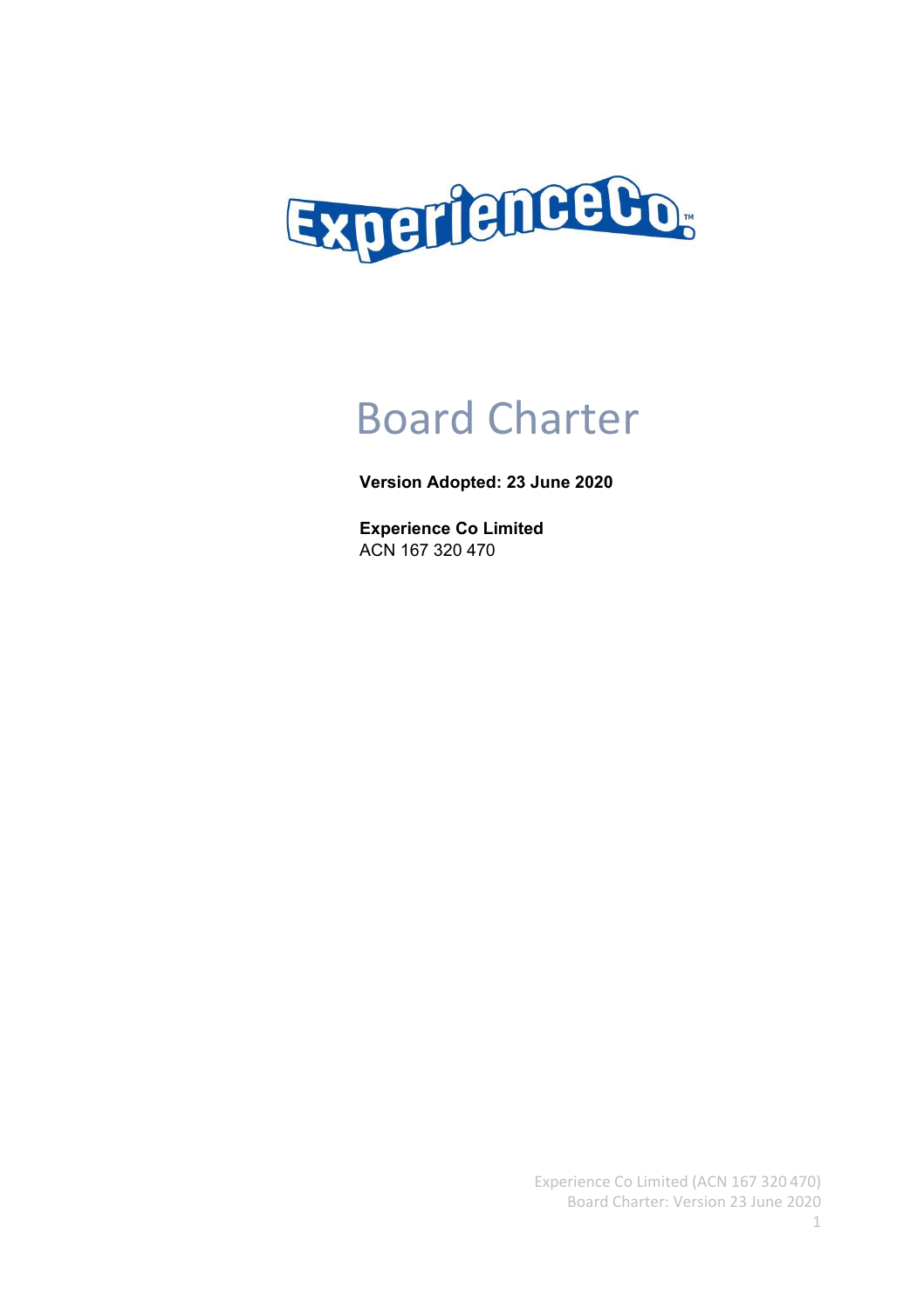# Board Charter

**Version Adopted: 23 June 2020**

**Experience Co Limited**
ACN 167 320 470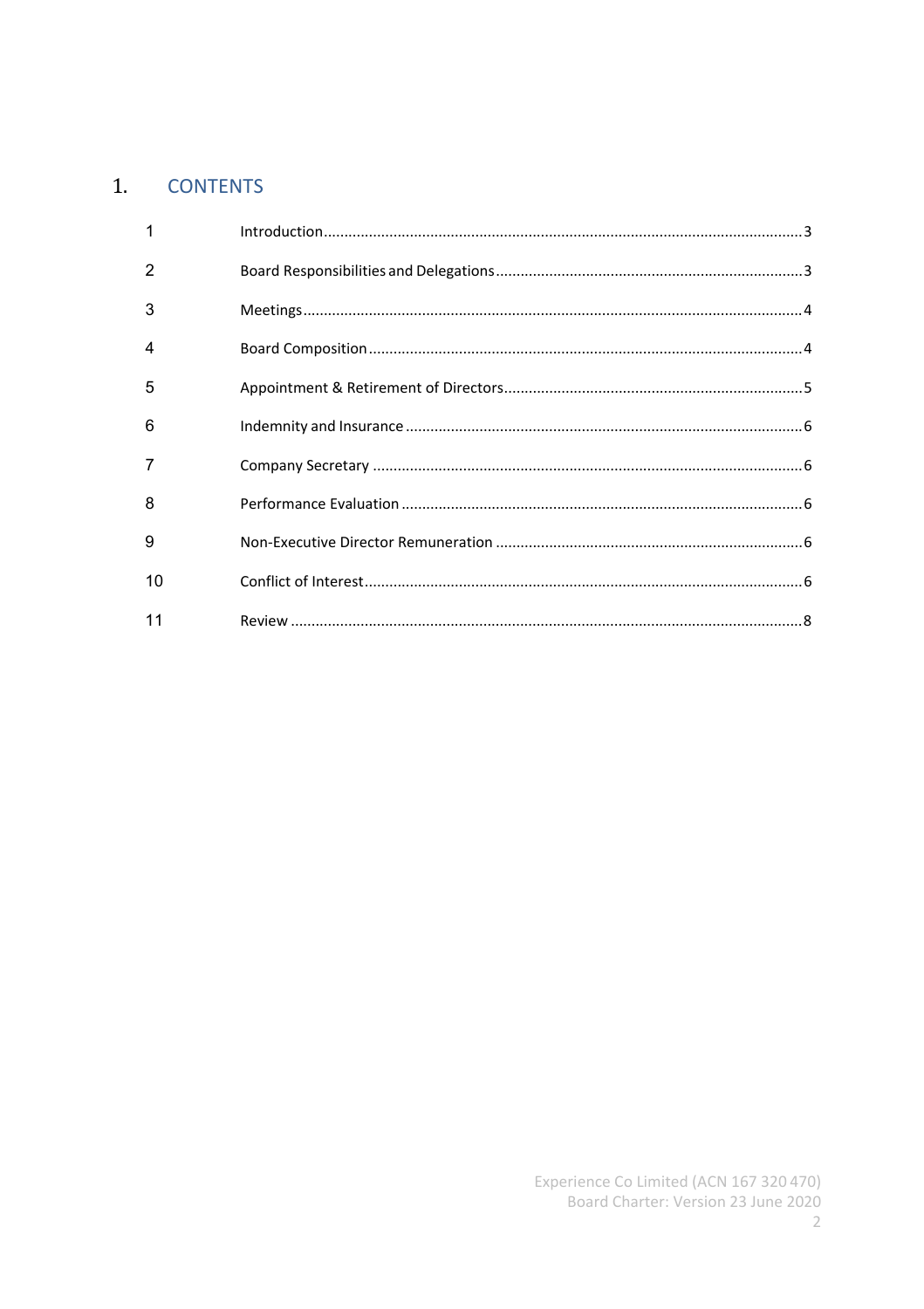# 1. CONTENTS

| | | |
|---|---|---|
| 1 | Introduction | 3 |
| 2 | Board Responsibilities and Delegations | 3 |
| 3 | Meetings | 4 |
| 4 | Board Composition | 4 |
| 5 | Appointment & Retirement of Directors | 5 |
| 6 | Indemnity and Insurance | 6 |
| 7 | Company Secretary | 6 |
| 8 | Performance Evaluation | 6 |
| 9 | Non-Executive Director Remuneration | 6 |
| 10 | Conflict of Interest | 6 |
| 11 | Review | 8 |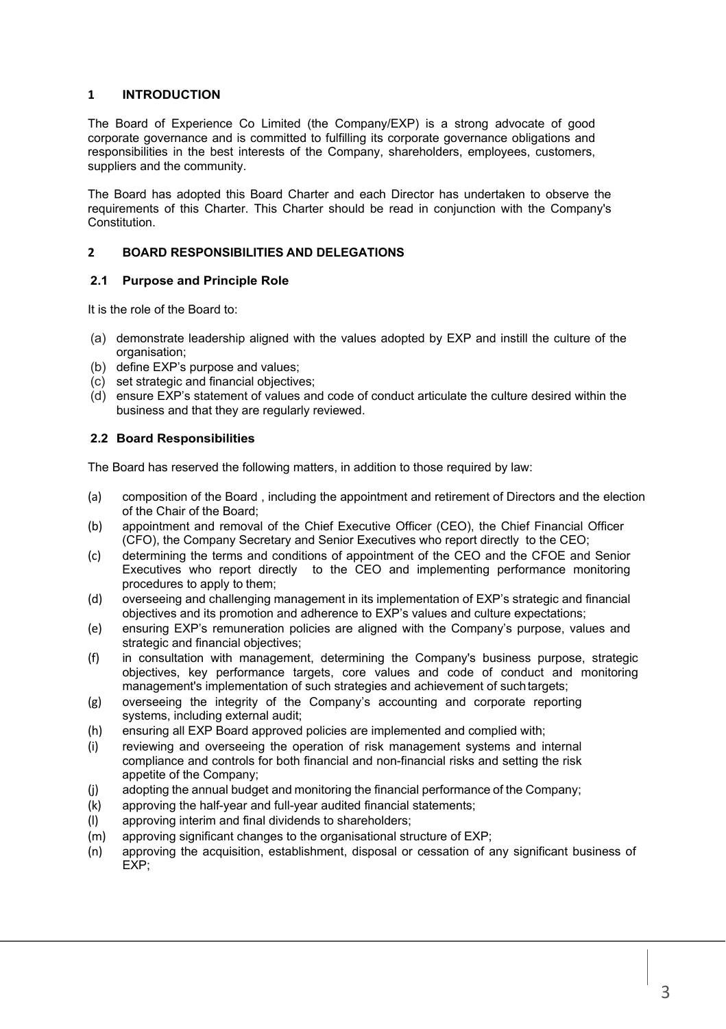## 1 INTRODUCTION

The Board of Experience Co Limited (the Company/EXP) is a strong advocate of good corporate governance and is committed to fulfilling its corporate governance obligations and responsibilities in the best interests of the Company, shareholders, employees, customers, suppliers and the community.

The Board has adopted this Board Charter and each Director has undertaken to observe the requirements of this Charter. This Charter should be read in conjunction with the Company's Constitution.

## 2 BOARD RESPONSIBILITIES AND DELEGATIONS

### 2.1 Purpose and Principle Role

It is the role of the Board to:

(a) demonstrate leadership aligned with the values adopted by EXP and instill the culture of the organisation;
(b) define EXP's purpose and values;
(c) set strategic and financial objectives;
(d) ensure EXP's statement of values and code of conduct articulate the culture desired within the business and that they are regularly reviewed.

### 2.2 Board Responsibilities

The Board has reserved the following matters, in addition to those required by law:

(a) composition of the Board , including the appointment and retirement of Directors and the election of the Chair of the Board;
(b) appointment and removal of the Chief Executive Officer (CEO), the Chief Financial Officer (CFO), the Company Secretary and Senior Executives who report directly to the CEO;
(c) determining the terms and conditions of appointment of the CEO and the CFOE and Senior Executives who report directly to the CEO and implementing performance monitoring procedures to apply to them;
(d) overseeing and challenging management in its implementation of EXP's strategic and financial objectives and its promotion and adherence to EXP's values and culture expectations;
(e) ensuring EXP's remuneration policies are aligned with the Company's purpose, values and strategic and financial objectives;
(f) in consultation with management, determining the Company's business purpose, strategic objectives, key performance targets, core values and code of conduct and monitoring management's implementation of such strategies and achievement of such targets;
(g) overseeing the integrity of the Company's accounting and corporate reporting systems, including external audit;
(h) ensuring all EXP Board approved policies are implemented and complied with;
(i) reviewing and overseeing the operation of risk management systems and internal compliance and controls for both financial and non-financial risks and setting the risk appetite of the Company;
(j) adopting the annual budget and monitoring the financial performance of the Company;
(k) approving the half-year and full-year audited financial statements;
(l) approving interim and final dividends to shareholders;
(m) approving significant changes to the organisational structure of EXP;
(n) approving the acquisition, establishment, disposal or cessation of any significant business of EXP;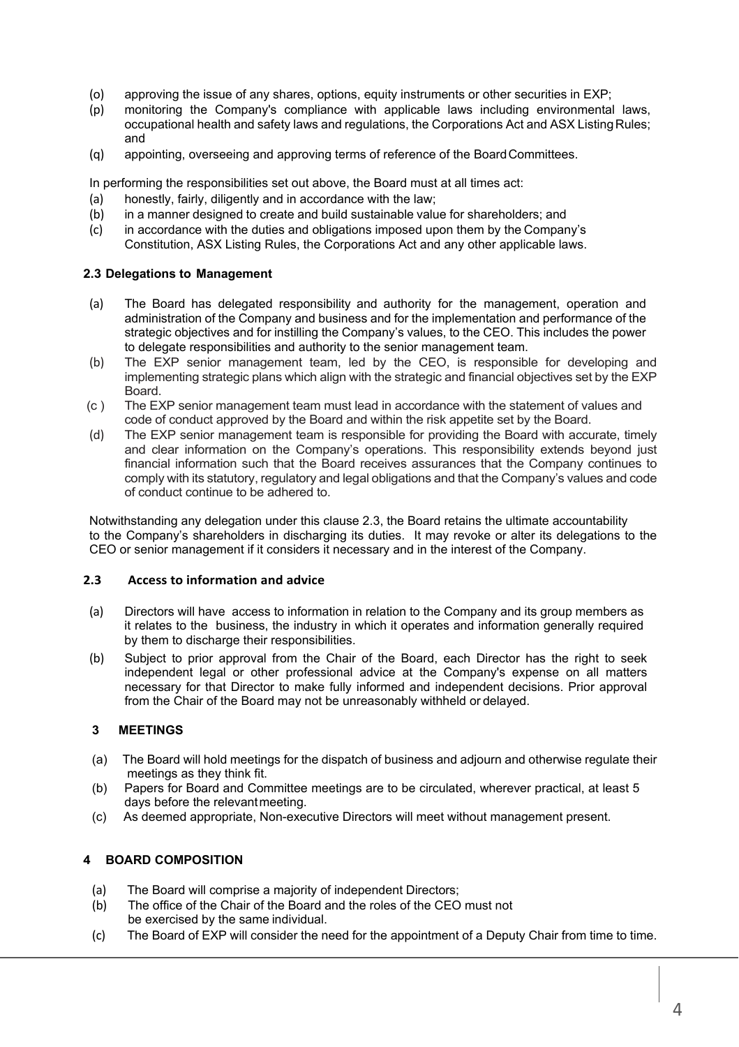(o) approving the issue of any shares, options, equity instruments or other securities in EXP;

(p) monitoring the Company's compliance with applicable laws including environmental laws, occupational health and safety laws and regulations, the Corporations Act and ASX Listing Rules; and

(q) appointing, overseeing and approving terms of reference of the Board Committees.

In performing the responsibilities set out above, the Board must at all times act:

(a) honestly, fairly, diligently and in accordance with the law;

(b) in a manner designed to create and build sustainable value for shareholders; and

(c) in accordance with the duties and obligations imposed upon them by the Company's Constitution, ASX Listing Rules, the Corporations Act and any other applicable laws.

### 2.3 Delegations to Management

(a) The Board has delegated responsibility and authority for the management, operation and administration of the Company and business and for the implementation and performance of the strategic objectives and for instilling the Company's values, to the CEO. This includes the power to delegate responsibilities and authority to the senior management team.

(b) The EXP senior management team, led by the CEO, is responsible for developing and implementing strategic plans which align with the strategic and financial objectives set by the EXP Board.

(c ) The EXP senior management team must lead in accordance with the statement of values and code of conduct approved by the Board and within the risk appetite set by the Board.

(d) The EXP senior management team is responsible for providing the Board with accurate, timely and clear information on the Company's operations. This responsibility extends beyond just financial information such that the Board receives assurances that the Company continues to comply with its statutory, regulatory and legal obligations and that the Company's values and code of conduct continue to be adhered to.

Notwithstanding any delegation under this clause 2.3, the Board retains the ultimate accountability to the Company's shareholders in discharging its duties. It may revoke or alter its delegations to the CEO or senior management if it considers it necessary and in the interest of the Company.

### 2.3 Access to information and advice

(a) Directors will have access to information in relation to the Company and its group members as it relates to the business, the industry in which it operates and information generally required by them to discharge their responsibilities.

(b) Subject to prior approval from the Chair of the Board, each Director has the right to seek independent legal or other professional advice at the Company's expense on all matters necessary for that Director to make fully informed and independent decisions. Prior approval from the Chair of the Board may not be unreasonably withheld or delayed.

## 3 MEETINGS

(a) The Board will hold meetings for the dispatch of business and adjourn and otherwise regulate their meetings as they think fit.

(b) Papers for Board and Committee meetings are to be circulated, wherever practical, at least 5 days before the relevant meeting.

(c) As deemed appropriate, Non-executive Directors will meet without management present.

## 4 BOARD COMPOSITION

(a) The Board will comprise a majority of independent Directors;

(b) The office of the Chair of the Board and the roles of the CEO must not be exercised by the same individual.

(c) The Board of EXP will consider the need for the appointment of a Deputy Chair from time to time.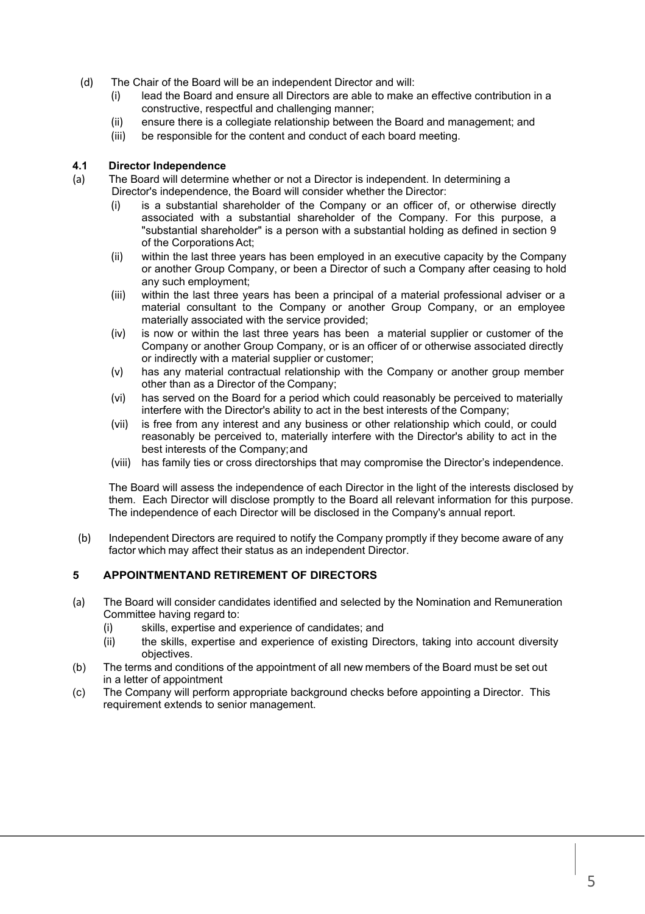(d) The Chair of the Board will be an independent Director and will:

  (i) lead the Board and ensure all Directors are able to make an effective contribution in a constructive, respectful and challenging manner;

  (ii) ensure there is a collegiate relationship between the Board and management; and

  (iii) be responsible for the content and conduct of each board meeting.

### 4.1 Director Independence

(a) The Board will determine whether or not a Director is independent. In determining a Director's independence, the Board will consider whether the Director:

  (i) is a substantial shareholder of the Company or an officer of, or otherwise directly associated with a substantial shareholder of the Company. For this purpose, a "substantial shareholder" is a person with a substantial holding as defined in section 9 of the Corporations Act;

  (ii) within the last three years has been employed in an executive capacity by the Company or another Group Company, or been a Director of such a Company after ceasing to hold any such employment;

  (iii) within the last three years has been a principal of a material professional adviser or a material consultant to the Company or another Group Company, or an employee materially associated with the service provided;

  (iv) is now or within the last three years has been a material supplier or customer of the Company or another Group Company, or is an officer of or otherwise associated directly or indirectly with a material supplier or customer;

  (v) has any material contractual relationship with the Company or another group member other than as a Director of the Company;

  (vi) has served on the Board for a period which could reasonably be perceived to materially interfere with the Director's ability to act in the best interests of the Company;

  (vii) is free from any interest and any business or other relationship which could, or could reasonably be perceived to, materially interfere with the Director's ability to act in the best interests of the Company; and

  (viii) has family ties or cross directorships that may compromise the Director's independence.

  The Board will assess the independence of each Director in the light of the interests disclosed by them. Each Director will disclose promptly to the Board all relevant information for this purpose. The independence of each Director will be disclosed in the Company's annual report.

(b) Independent Directors are required to notify the Company promptly if they become aware of any factor which may affect their status as an independent Director.

## 5 APPOINTMENTAND RETIREMENT OF DIRECTORS

(a) The Board will consider candidates identified and selected by the Nomination and Remuneration Committee having regard to:

  (i) skills, expertise and experience of candidates; and

  (ii) the skills, expertise and experience of existing Directors, taking into account diversity objectives.

(b) The terms and conditions of the appointment of all new members of the Board must be set out in a letter of appointment

(c) The Company will perform appropriate background checks before appointing a Director. This requirement extends to senior management.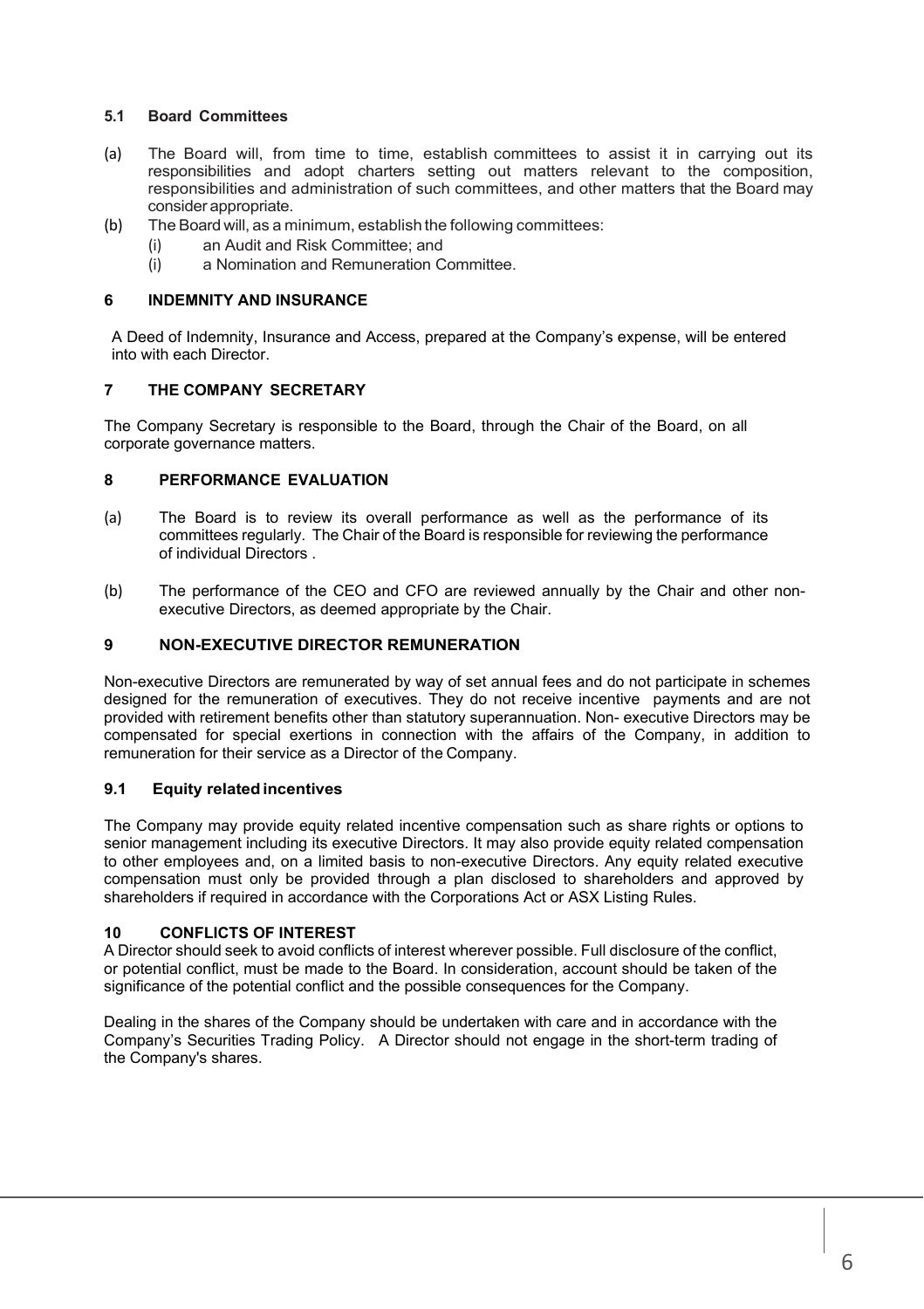### 5.1 Board Committees

(a) The Board will, from time to time, establish committees to assist it in carrying out its responsibilities and adopt charters setting out matters relevant to the composition, responsibilities and administration of such committees, and other matters that the Board may consider appropriate.

(b) The Board will, as a minimum, establish the following committees:

 (i) an Audit and Risk Committee; and

 (i) a Nomination and Remuneration Committee.

## 6 INDEMNITY AND INSURANCE

A Deed of Indemnity, Insurance and Access, prepared at the Company's expense, will be entered into with each Director.

## 7 THE COMPANY SECRETARY

The Company Secretary is responsible to the Board, through the Chair of the Board, on all corporate governance matters.

## 8 PERFORMANCE EVALUATION

(a) The Board is to review its overall performance as well as the performance of its committees regularly. The Chair of the Board is responsible for reviewing the performance of individual Directors .

(b) The performance of the CEO and CFO are reviewed annually by the Chair and other non-executive Directors, as deemed appropriate by the Chair.

## 9 NON-EXECUTIVE DIRECTOR REMUNERATION

Non-executive Directors are remunerated by way of set annual fees and do not participate in schemes designed for the remuneration of executives. They do not receive incentive payments and are not provided with retirement benefits other than statutory superannuation. Non- executive Directors may be compensated for special exertions in connection with the affairs of the Company, in addition to remuneration for their service as a Director of the Company.

### 9.1 Equity related incentives

The Company may provide equity related incentive compensation such as share rights or options to senior management including its executive Directors. It may also provide equity related compensation to other employees and, on a limited basis to non-executive Directors. Any equity related executive compensation must only be provided through a plan disclosed to shareholders and approved by shareholders if required in accordance with the Corporations Act or ASX Listing Rules.

## 10 CONFLICTS OF INTEREST

A Director should seek to avoid conflicts of interest wherever possible. Full disclosure of the conflict, or potential conflict, must be made to the Board. In consideration, account should be taken of the significance of the potential conflict and the possible consequences for the Company.

Dealing in the shares of the Company should be undertaken with care and in accordance with the Company's Securities Trading Policy. A Director should not engage in the short-term trading of the Company's shares.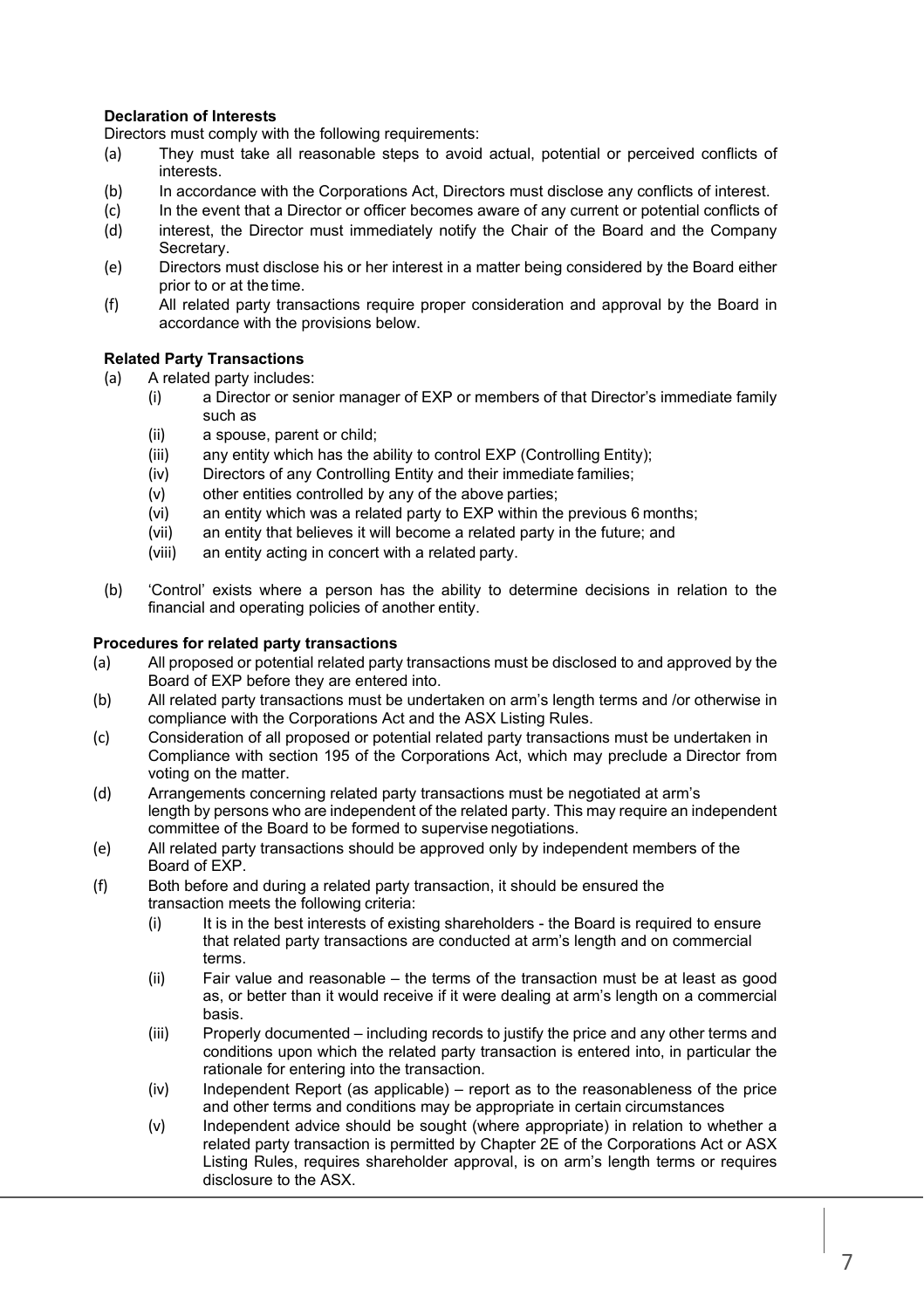**Declaration of Interests**

Directors must comply with the following requirements:

(a) They must take all reasonable steps to avoid actual, potential or perceived conflicts of interests.

(b) In accordance with the Corporations Act, Directors must disclose any conflicts of interest.

(c) In the event that a Director or officer becomes aware of any current or potential conflicts of

(d) interest, the Director must immediately notify the Chair of the Board and the Company Secretary.

(e) Directors must disclose his or her interest in a matter being considered by the Board either prior to or at the time.

(f) All related party transactions require proper consideration and approval by the Board in accordance with the provisions below.

**Related Party Transactions**

(a) A related party includes:

  (i) a Director or senior manager of EXP or members of that Director's immediate family such as

  (ii) a spouse, parent or child;

  (iii) any entity which has the ability to control EXP (Controlling Entity);

  (iv) Directors of any Controlling Entity and their immediate families;

  (v) other entities controlled by any of the above parties;

  (vi) an entity which was a related party to EXP within the previous 6 months;

  (vii) an entity that believes it will become a related party in the future; and

  (viii) an entity acting in concert with a related party.

(b) 'Control' exists where a person has the ability to determine decisions in relation to the financial and operating policies of another entity.

**Procedures for related party transactions**

(a) All proposed or potential related party transactions must be disclosed to and approved by the Board of EXP before they are entered into.

(b) All related party transactions must be undertaken on arm's length terms and /or otherwise in compliance with the Corporations Act and the ASX Listing Rules.

(c) Consideration of all proposed or potential related party transactions must be undertaken in Compliance with section 195 of the Corporations Act, which may preclude a Director from voting on the matter.

(d) Arrangements concerning related party transactions must be negotiated at arm's length by persons who are independent of the related party. This may require an independent committee of the Board to be formed to supervise negotiations.

(e) All related party transactions should be approved only by independent members of the Board of EXP.

(f) Both before and during a related party transaction, it should be ensured the transaction meets the following criteria:

  (i) It is in the best interests of existing shareholders - the Board is required to ensure that related party transactions are conducted at arm's length and on commercial terms.

  (ii) Fair value and reasonable – the terms of the transaction must be at least as good as, or better than it would receive if it were dealing at arm's length on a commercial basis.

  (iii) Properly documented – including records to justify the price and any other terms and conditions upon which the related party transaction is entered into, in particular the rationale for entering into the transaction.

  (iv) Independent Report (as applicable) – report as to the reasonableness of the price and other terms and conditions may be appropriate in certain circumstances

  (v) Independent advice should be sought (where appropriate) in relation to whether a related party transaction is permitted by Chapter 2E of the Corporations Act or ASX Listing Rules, requires shareholder approval, is on arm's length terms or requires disclosure to the ASX.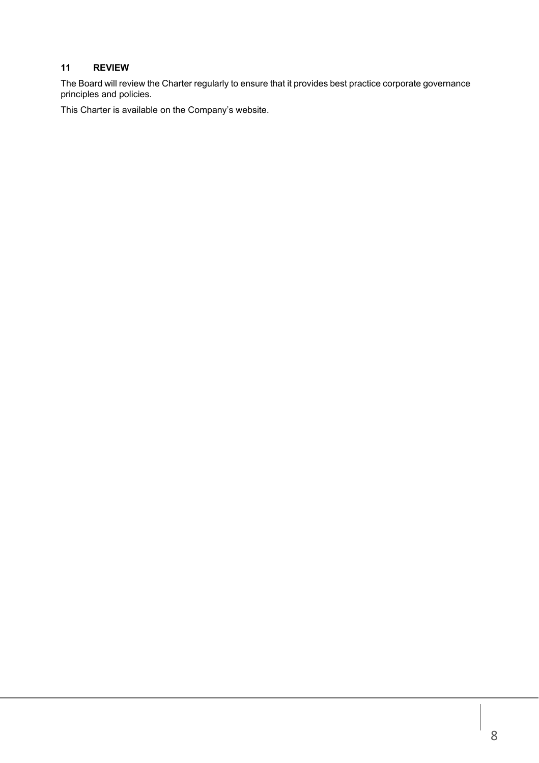## 11 REVIEW

The Board will review the Charter regularly to ensure that it provides best practice corporate governance principles and policies.

This Charter is available on the Company’s website.